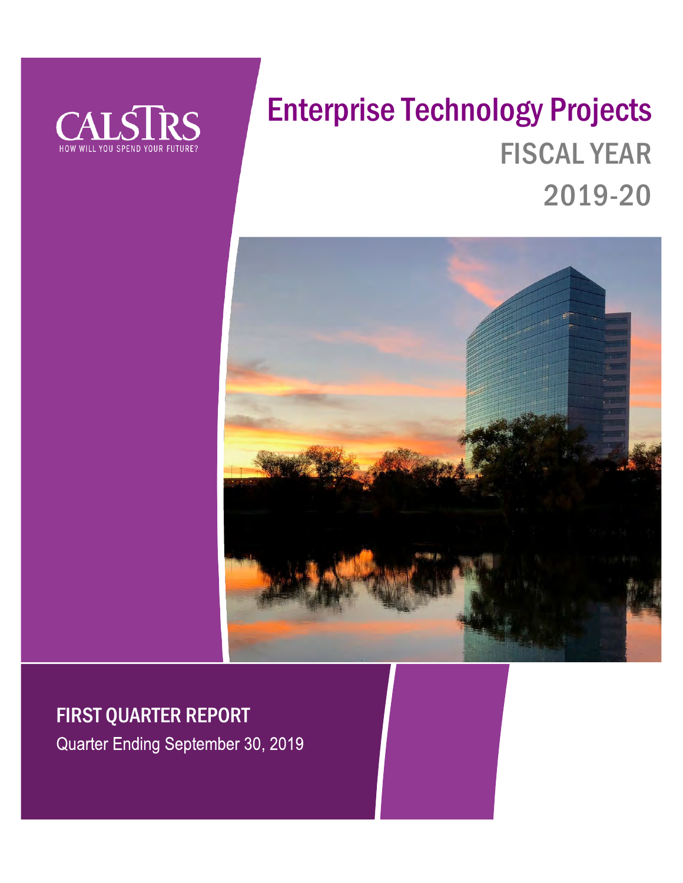CALSTRS

HOW WILL YOU SPEND YOUR FUTURE?

# Enterprise Technology Projects

## FISCAL YEAR 2019-20

## FIRST QUARTER REPORT

Quarter Ending September 30, 2019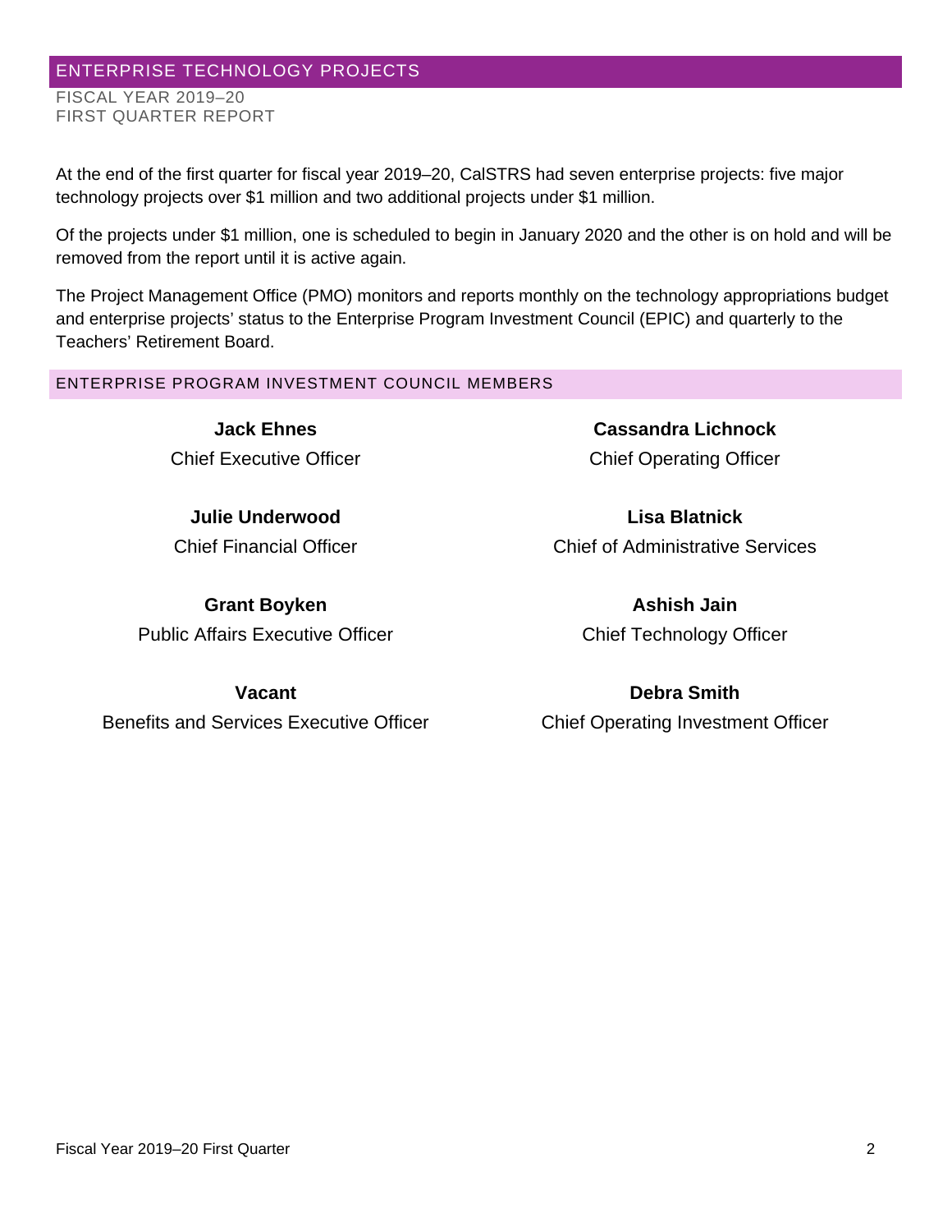## ENTERPRISE TECHNOLOGY PROJECTS

FISCAL YEAR 2019–20
FIRST QUARTER REPORT

At the end of the first quarter for fiscal year 2019–20, CalSTRS had seven enterprise projects: five major technology projects over $1 million and two additional projects under $1 million.

Of the projects under $1 million, one is scheduled to begin in January 2020 and the other is on hold and will be removed from the report until it is active again.

The Project Management Office (PMO) monitors and reports monthly on the technology appropriations budget and enterprise projects' status to the Enterprise Program Investment Council (EPIC) and quarterly to the Teachers' Retirement Board.

### ENTERPRISE PROGRAM INVESTMENT COUNCIL MEMBERS

**Jack Ehnes**
Chief Executive Officer

**Cassandra Lichnock**
Chief Operating Officer

**Julie Underwood**
Chief Financial Officer

**Lisa Blatnick**
Chief of Administrative Services

**Grant Boyken**
Public Affairs Executive Officer

**Ashish Jain**
Chief Technology Officer

**Vacant**
Benefits and Services Executive Officer

**Debra Smith**
Chief Operating Investment Officer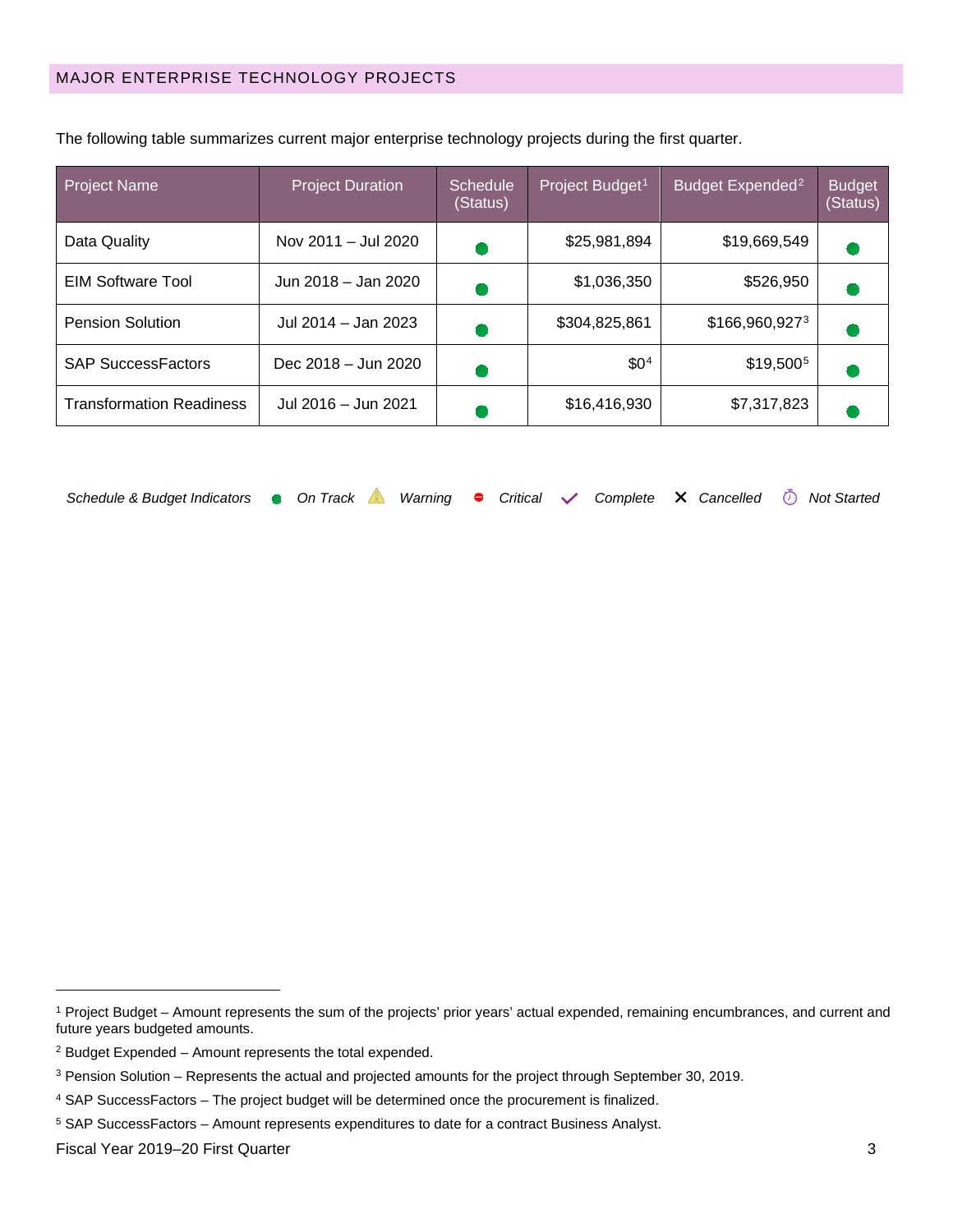## MAJOR ENTERPRISE TECHNOLOGY PROJECTS

The following table summarizes current major enterprise technology projects during the first quarter.

| Project Name | Project Duration | Schedule (Status) | Project Budget[1] | Budget Expended[2] | Budget (Status) |
|---|---|---|---|---|---|
| Data Quality | Nov 2011 – Jul 2020 | On Track | $25,981,894 | $19,669,549 | On Track |
| EIM Software Tool | Jun 2018 – Jan 2020 | On Track | $1,036,350 | $526,950 | On Track |
| Pension Solution | Jul 2014 – Jan 2023 | On Track | $304,825,861 | $166,960,927[3] | On Track |
| SAP SuccessFactors | Dec 2018 – Jun 2020 | On Track | $0[4] | $19,500[5] | On Track |
| Transformation Readiness | Jul 2016 – Jun 2021 | On Track | $16,416,930 | $7,317,823 | On Track |

*Schedule & Budget Indicators* — *On Track* — *Warning* — *Critical* — *Complete* — *Cancelled* — *Not Started*

---

[1] Project Budget – Amount represents the sum of the projects' prior years' actual expended, remaining encumbrances, and current and future years budgeted amounts.

[2] Budget Expended – Amount represents the total expended.

[3] Pension Solution – Represents the actual and projected amounts for the project through September 30, 2019.

[4] SAP SuccessFactors – The project budget will be determined once the procurement is finalized.

[5] SAP SuccessFactors – Amount represents expenditures to date for a contract Business Analyst.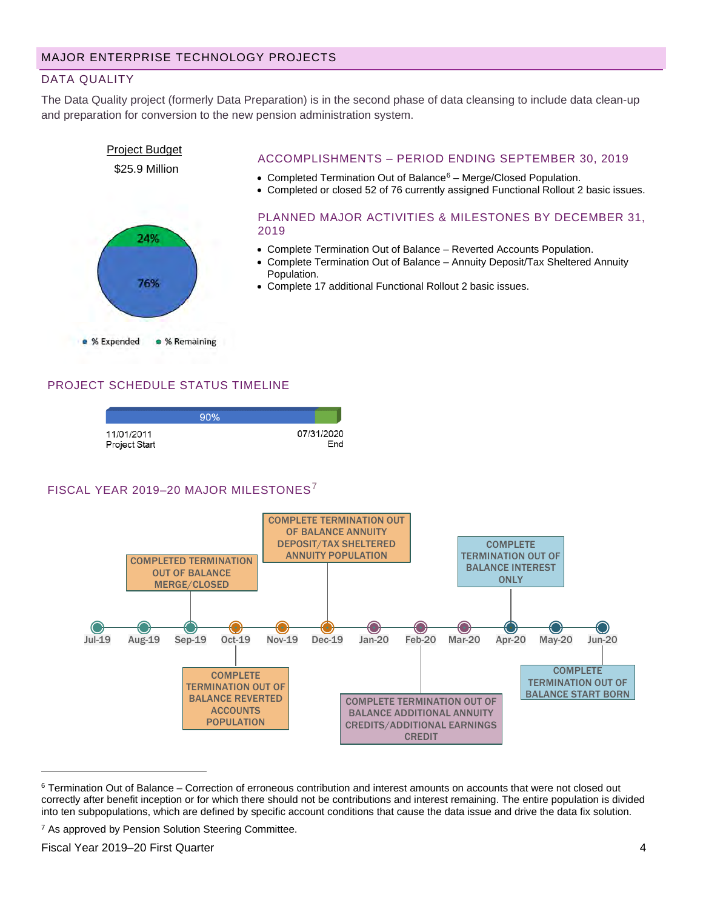## MAJOR ENTERPRISE TECHNOLOGY PROJECTS

### DATA QUALITY

The Data Quality project (formerly Data Preparation) is in the second phase of data cleansing to include data clean-up and preparation for conversion to the new pension administration system.

Project Budget

$25.9 Million

24%

76%

% Expended
% Remaining

### ACCOMPLISHMENTS – PERIOD ENDING SEPTEMBER 30, 2019

- Completed Termination Out of Balance[6] – Merge/Closed Population.
- Completed or closed 52 of 76 currently assigned Functional Rollout 2 basic issues.

### PLANNED MAJOR ACTIVITIES & MILESTONES BY DECEMBER 31, 2019

- Complete Termination Out of Balance – Reverted Accounts Population.
- Complete Termination Out of Balance – Annuity Deposit/Tax Sheltered Annuity Population.
- Complete 17 additional Functional Rollout 2 basic issues.

### PROJECT SCHEDULE STATUS TIMELINE

90%

11/01/2011
Project Start

07/31/2020
End

### FISCAL YEAR 2019–20 MAJOR MILESTONES[7]

Jul-19 Aug-19 Sep-19 Oct-19 Nov-19 Dec-19 Jan-20 Feb-20 Mar-20 Apr-20 May-20 Jun-20

COMPLETED TERMINATION OUT OF BALANCE MERGE/CLOSED

COMPLETE TERMINATION OUT OF BALANCE REVERTED ACCOUNTS POPULATION

COMPLETE TERMINATION OUT OF BALANCE ANNUITY DEPOSIT/TAX SHELTERED ANNUITY POPULATION

COMPLETE TERMINATION OUT OF BALANCE ADDITIONAL ANNUITY CREDITS/ADDITIONAL EARNINGS CREDIT

COMPLETE TERMINATION OUT OF BALANCE INTEREST ONLY

COMPLETE TERMINATION OUT OF BALANCE START BORN

---

[6] Termination Out of Balance – Correction of erroneous contribution and interest amounts on accounts that were not closed out correctly after benefit inception or for which there should not be contributions and interest remaining. The entire population is divided into ten subpopulations, which are defined by specific account conditions that cause the data issue and drive the data fix solution.

[7] As approved by Pension Solution Steering Committee.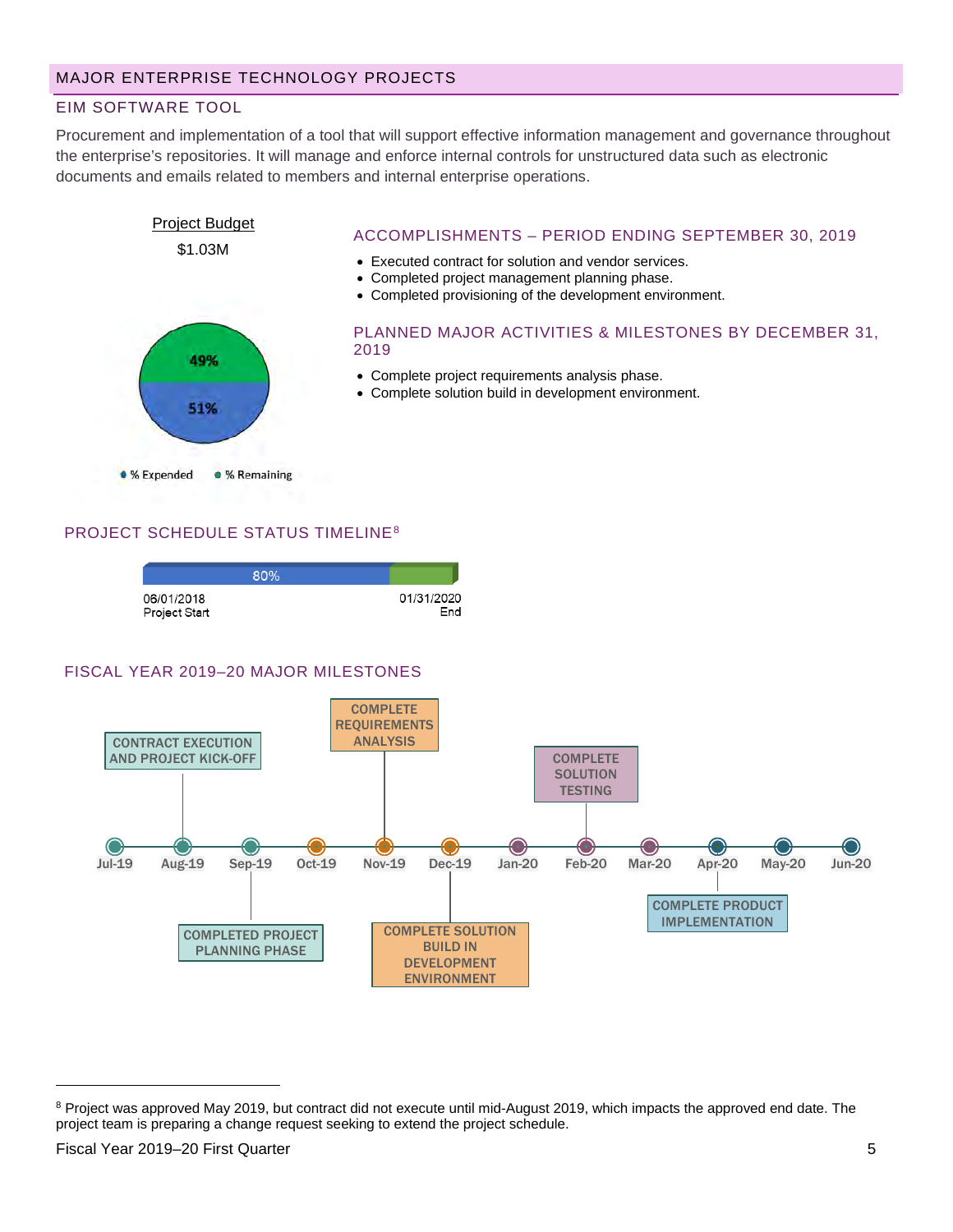# MAJOR ENTERPRISE TECHNOLOGY PROJECTS

## EIM SOFTWARE TOOL

Procurement and implementation of a tool that will support effective information management and governance throughout the enterprise's repositories. It will manage and enforce internal controls for unstructured data such as electronic documents and emails related to members and internal enterprise operations.

Project Budget

$1.03M

49%

51%

% Expended % Remaining

### ACCOMPLISHMENTS – PERIOD ENDING SEPTEMBER 30, 2019

- Executed contract for solution and vendor services.
- Completed project management planning phase.
- Completed provisioning of the development environment.

### PLANNED MAJOR ACTIVITIES & MILESTONES BY DECEMBER 31, 2019

- Complete project requirements analysis phase.
- Complete solution build in development environment.

### PROJECT SCHEDULE STATUS TIMELINE[8]

80%

06/01/2018 Project Start

01/31/2020 End

### FISCAL YEAR 2019–20 MAJOR MILESTONES

Jul-19 Aug-19 Sep-19 Oct-19 Nov-19 Dec-19 Jan-20 Feb-20 Mar-20 Apr-20 May-20 Jun-20

CONTRACT EXECUTION AND PROJECT KICK-OFF

COMPLETED PROJECT PLANNING PHASE

COMPLETE REQUIREMENTS ANALYSIS

COMPLETE SOLUTION BUILD IN DEVELOPMENT ENVIRONMENT

COMPLETE SOLUTION TESTING

COMPLETE PRODUCT IMPLEMENTATION

[8] Project was approved May 2019, but contract did not execute until mid-August 2019, which impacts the approved end date. The project team is preparing a change request seeking to extend the project schedule.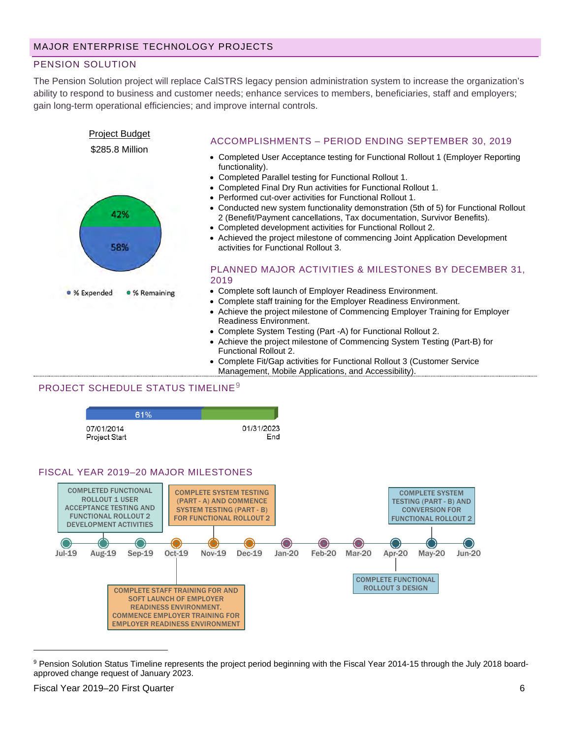## MAJOR ENTERPRISE TECHNOLOGY PROJECTS

### PENSION SOLUTION

The Pension Solution project will replace CalSTRS legacy pension administration system to increase the organization's ability to respond to business and customer needs; enhance services to members, beneficiaries, staff and employers; gain long-term operational efficiencies; and improve internal controls.

Project Budget

$285.8 Million

42%

58%

% Expended

% Remaining

### ACCOMPLISHMENTS – PERIOD ENDING SEPTEMBER 30, 2019

- Completed User Acceptance testing for Functional Rollout 1 (Employer Reporting functionality).
- Completed Parallel testing for Functional Rollout 1.
- Completed Final Dry Run activities for Functional Rollout 1.
- Performed cut-over activities for Functional Rollout 1.
- Conducted new system functionality demonstration (5th of 5) for Functional Rollout 2 (Benefit/Payment cancellations, Tax documentation, Survivor Benefits).
- Completed development activities for Functional Rollout 2.
- Achieved the project milestone of commencing Joint Application Development activities for Functional Rollout 3.

### PLANNED MAJOR ACTIVITIES & MILESTONES BY DECEMBER 31, 2019

- Complete soft launch of Employer Readiness Environment.
- Complete staff training for the Employer Readiness Environment.
- Achieve the project milestone of Commencing Employer Training for Employer Readiness Environment.
- Complete System Testing (Part -A) for Functional Rollout 2.
- Achieve the project milestone of Commencing System Testing (Part-B) for Functional Rollout 2.
- Complete Fit/Gap activities for Functional Rollout 3 (Customer Service Management, Mobile Applications, and Accessibility).

### PROJECT SCHEDULE STATUS TIMELINE[9]

61%

07/01/2014
Project Start

01/31/2023
End

### FISCAL YEAR 2019–20 MAJOR MILESTONES

Jul-19 Aug-19 Sep-19 Oct-19 Nov-19 Dec-19 Jan-20 Feb-20 Mar-20 Apr-20 May-20 Jun-20

COMPLETED FUNCTIONAL ROLLOUT 1 USER ACCEPTANCE TESTING AND FUNCTIONAL ROLLOUT 2 DEVELOPMENT ACTIVITIES

COMPLETE STAFF TRAINING FOR AND SOFT LAUNCH OF EMPLOYER READINESS ENVIRONMENT. COMMENCE EMPLOYER TRAINING FOR EMPLOYER READINESS ENVIRONMENT

COMPLETE SYSTEM TESTING (PART - A) AND COMMENCE SYSTEM TESTING (PART - B) FOR FUNCTIONAL ROLLOUT 2

COMPLETE FUNCTIONAL ROLLOUT 3 DESIGN

COMPLETE SYSTEM TESTING (PART - B) AND CONVERSION FOR FUNCTIONAL ROLLOUT 2

---

[9] Pension Solution Status Timeline represents the project period beginning with the Fiscal Year 2014-15 through the July 2018 board-approved change request of January 2023.

Fiscal Year 2019–20 First Quarter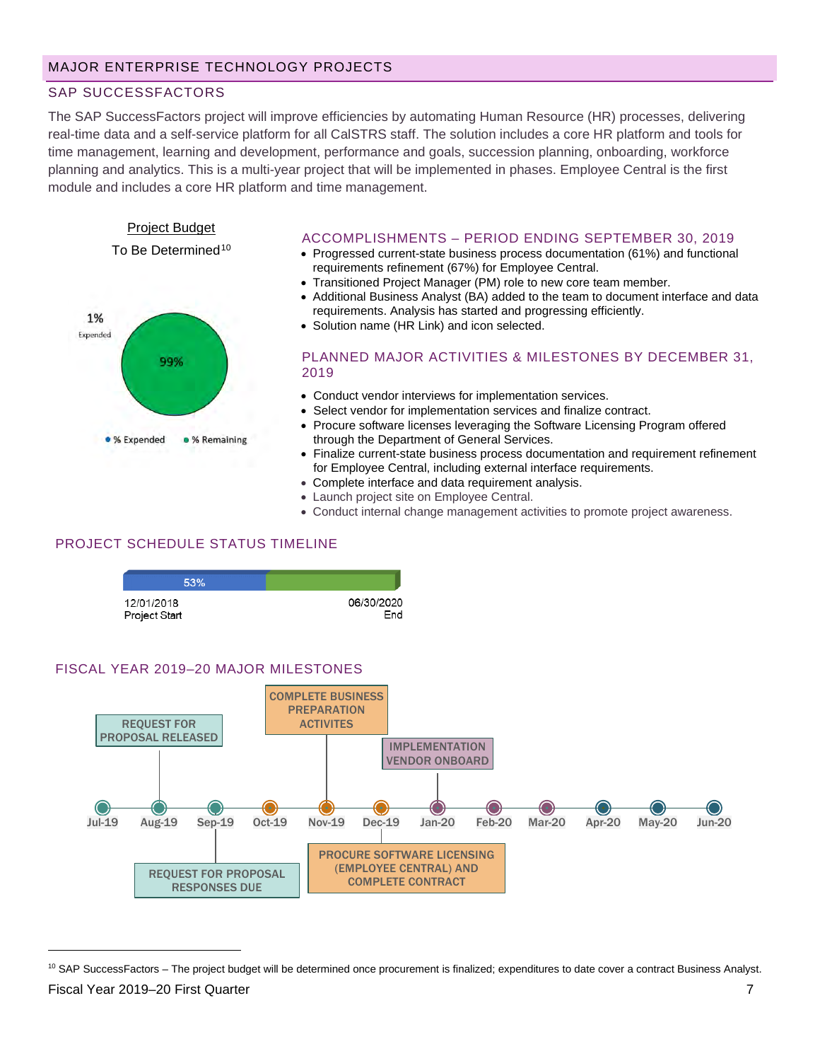## MAJOR ENTERPRISE TECHNOLOGY PROJECTS

### SAP SUCCESSFACTORS

The SAP SuccessFactors project will improve efficiencies by automating Human Resource (HR) processes, delivering real-time data and a self-service platform for all CalSTRS staff. The solution includes a core HR platform and tools for time management, learning and development, performance and goals, succession planning, onboarding, workforce planning and analytics. This is a multi-year project that will be implemented in phases. Employee Central is the first module and includes a core HR platform and time management.

Project Budget

To Be Determined[10]

1% Expended

99%

• % Expended • % Remaining

#### ACCOMPLISHMENTS – PERIOD ENDING SEPTEMBER 30, 2019

- Progressed current-state business process documentation (61%) and functional requirements refinement (67%) for Employee Central.
- Transitioned Project Manager (PM) role to new core team member.
- Additional Business Analyst (BA) added to the team to document interface and data requirements. Analysis has started and progressing efficiently.
- Solution name (HR Link) and icon selected.

#### PLANNED MAJOR ACTIVITIES & MILESTONES BY DECEMBER 31, 2019

- Conduct vendor interviews for implementation services.
- Select vendor for implementation services and finalize contract.
- Procure software licenses leveraging the Software Licensing Program offered through the Department of General Services.
- Finalize current-state business process documentation and requirement refinement for Employee Central, including external interface requirements.
- Complete interface and data requirement analysis.
- Launch project site on Employee Central.
- Conduct internal change management activities to promote project awareness.

#### PROJECT SCHEDULE STATUS TIMELINE

53%

12/01/2018 Project Start — 06/30/2020 End

#### FISCAL YEAR 2019–20 MAJOR MILESTONES

- Aug-19: REQUEST FOR PROPOSAL RELEASED
- Sep-19: REQUEST FOR PROPOSAL RESPONSES DUE
- Nov-19: COMPLETE BUSINESS PREPARATION ACTIVITES
- Dec-19: PROCURE SOFTWARE LICENSING (EMPLOYEE CENTRAL) AND COMPLETE CONTRACT
- Jan-20: IMPLEMENTATION VENDOR ONBOARD

Jul-19, Aug-19, Sep-19, Oct-19, Nov-19, Dec-19, Jan-20, Feb-20, Mar-20, Apr-20, May-20, Jun-20

[10] SAP SuccessFactors – The project budget will be determined once procurement is finalized; expenditures to date cover a contract Business Analyst.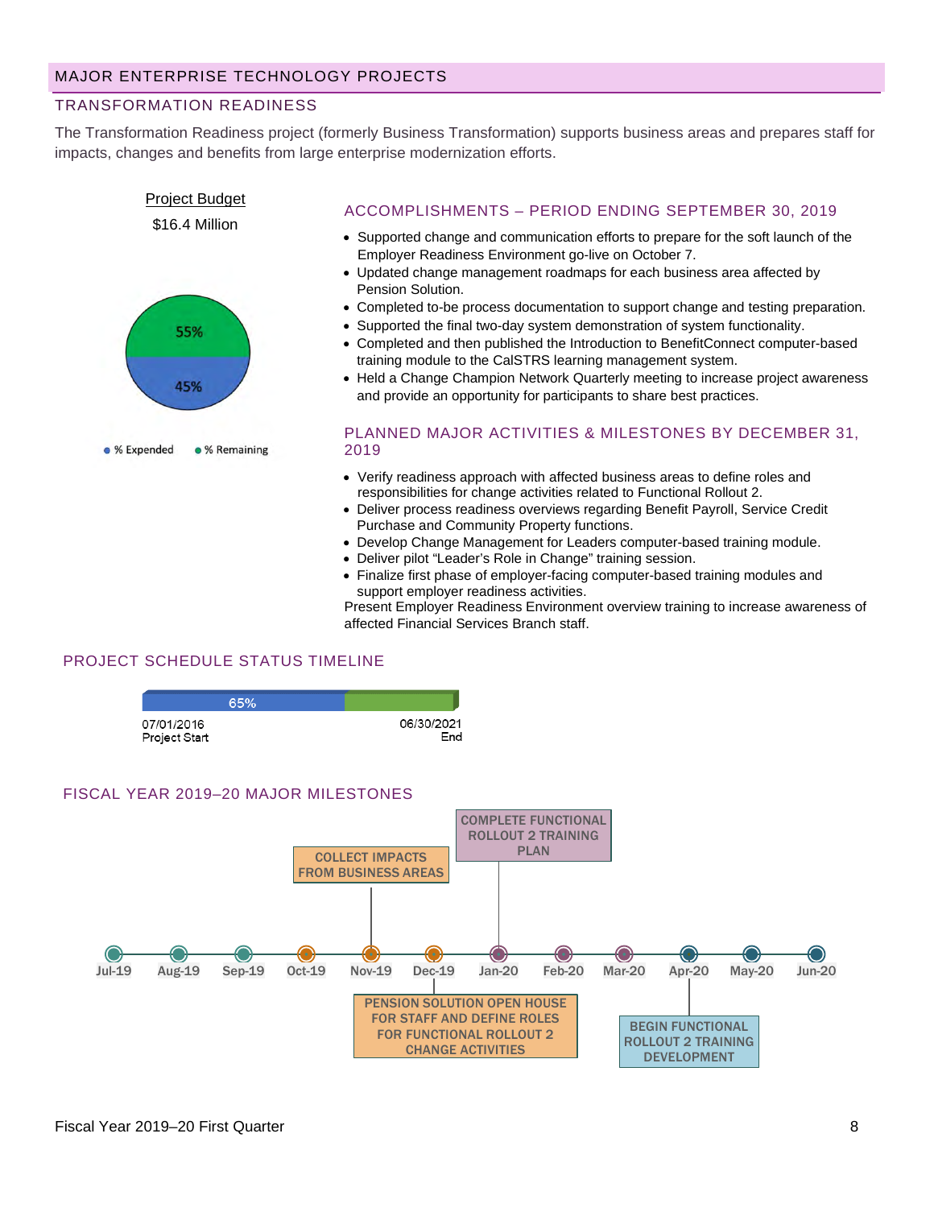## MAJOR ENTERPRISE TECHNOLOGY PROJECTS

### TRANSFORMATION READINESS

The Transformation Readiness project (formerly Business Transformation) supports business areas and prepares staff for impacts, changes and benefits from large enterprise modernization efforts.

Project Budget

$16.4 Million

55%

45%

% Expended   % Remaining

### ACCOMPLISHMENTS – PERIOD ENDING SEPTEMBER 30, 2019

- Supported change and communication efforts to prepare for the soft launch of the Employer Readiness Environment go-live on October 7.
- Updated change management roadmaps for each business area affected by Pension Solution.
- Completed to-be process documentation to support change and testing preparation.
- Supported the final two-day system demonstration of system functionality.
- Completed and then published the Introduction to BenefitConnect computer-based training module to the CalSTRS learning management system.
- Held a Change Champion Network Quarterly meeting to increase project awareness and provide an opportunity for participants to share best practices.

### PLANNED MAJOR ACTIVITIES & MILESTONES BY DECEMBER 31, 2019

- Verify readiness approach with affected business areas to define roles and responsibilities for change activities related to Functional Rollout 2.
- Deliver process readiness overviews regarding Benefit Payroll, Service Credit Purchase and Community Property functions.
- Develop Change Management for Leaders computer-based training module.
- Deliver pilot "Leader's Role in Change" training session.
- Finalize first phase of employer-facing computer-based training modules and support employer readiness activities.

Present Employer Readiness Environment overview training to increase awareness of affected Financial Services Branch staff.

### PROJECT SCHEDULE STATUS TIMELINE

65%

07/01/2016 Project Start — 06/30/2021 End

### FISCAL YEAR 2019–20 MAJOR MILESTONES

Jul-19, Aug-19, Sep-19, Oct-19, Nov-19, Dec-19, Jan-20, Feb-20, Mar-20, Apr-20, May-20, Jun-20

- Nov-19: COLLECT IMPACTS FROM BUSINESS AREAS
- Dec-19: PENSION SOLUTION OPEN HOUSE FOR STAFF AND DEFINE ROLES FOR FUNCTIONAL ROLLOUT 2 CHANGE ACTIVITIES
- Jan-20: COMPLETE FUNCTIONAL ROLLOUT 2 TRAINING PLAN
- Apr-20: BEGIN FUNCTIONAL ROLLOUT 2 TRAINING DEVELOPMENT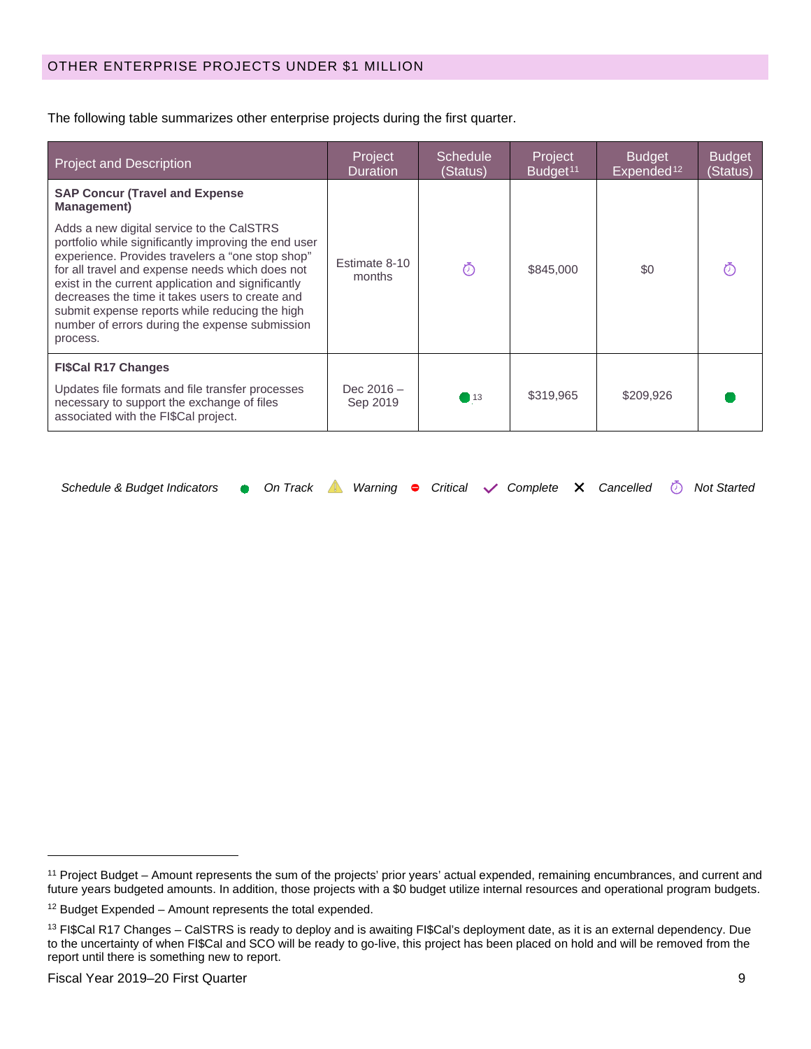## OTHER ENTERPRISE PROJECTS UNDER $1 MILLION

The following table summarizes other enterprise projects during the first quarter.

| Project and Description | Project Duration | Schedule (Status) | Project Budget[11] | Budget Expended[12] | Budget (Status) |
|---|---|---|---|---|---|
| **SAP Concur (Travel and Expense Management)** Adds a new digital service to the CalSTRS portfolio while significantly improving the end user experience. Provides travelers a "one stop shop" for all travel and expense needs which does not exist in the current application and significantly decreases the time it takes users to create and submit expense reports while reducing the high number of errors during the expense submission process. | Estimate 8-10 months | Not Started | $845,000 | $0 | Not Started |
| **FI$Cal R17 Changes** Updates file formats and file transfer processes necessary to support the exchange of files associated with the FI$Cal project. | Dec 2016 – Sep 2019 | On Track[13] | $319,965 | $209,926 | On Track |

*Schedule & Budget Indicators* — *On Track* — *Warning* — *Critical* — *Complete* — *Cancelled* — *Not Started*

[11] Project Budget – Amount represents the sum of the projects' prior years' actual expended, remaining encumbrances, and current and future years budgeted amounts. In addition, those projects with a $0 budget utilize internal resources and operational program budgets.

[12] Budget Expended – Amount represents the total expended.

[13] FI$Cal R17 Changes – CalSTRS is ready to deploy and is awaiting FI$Cal's deployment date, as it is an external dependency. Due to the uncertainty of when FI$Cal and SCO will be ready to go-live, this project has been placed on hold and will be removed from the report until there is something new to report.